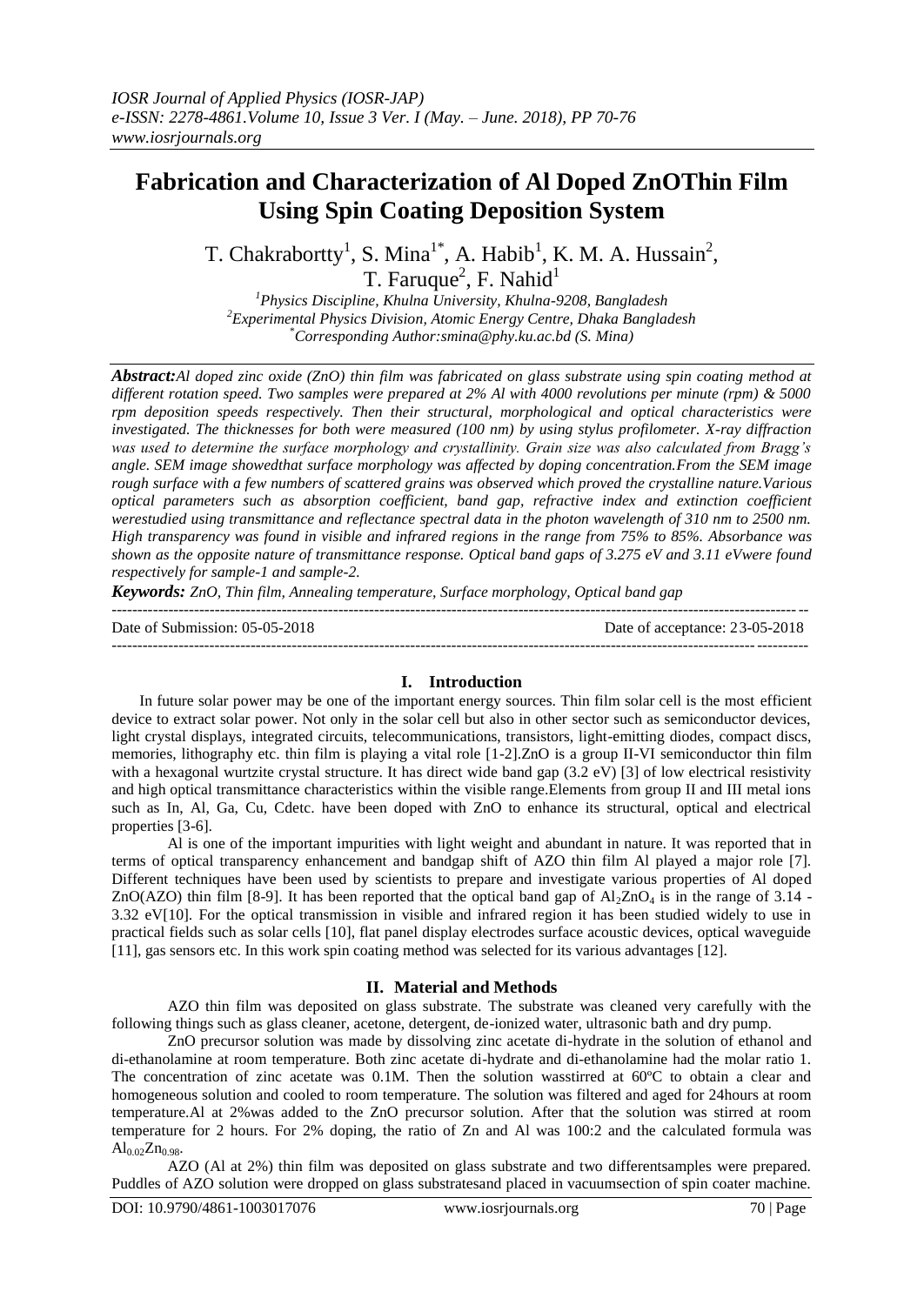# Fabrication and Characterization of Al Doped ZnOThin Film Using Spin Coating Deposition System

T. Chakrabortty[1], S. Mina[1*], A. Habib[1], K. M. A. Hussain[2], T. Faruque[2], F. Nahid[1]

[1]*Physics Discipline, Khulna University, Khulna-9208, Bangladesh*
[2]*Experimental Physics Division, Atomic Energy Centre, Dhaka Bangladesh*
[*]*Corresponding Author:smina@phy.ku.ac.bd (S. Mina)*

***Abstract:*** *Al doped zinc oxide (ZnO) thin film was fabricated on glass substrate using spin coating method at different rotation speed. Two samples were prepared at 2% Al with 4000 revolutions per minute (rpm) & 5000 rpm deposition speeds respectively. Then their structural, morphological and optical characteristics were investigated. The thicknesses for both were measured (100 nm) by using stylus profilometer. X-ray diffraction was used to determine the surface morphology and crystallinity. Grain size was also calculated from Bragg's angle. SEM image showedthat surface morphology was affected by doping concentration.From the SEM image rough surface with a few numbers of scattered grains was observed which proved the crystalline nature.Various optical parameters such as absorption coefficient, band gap, refractive index and extinction coefficient werestudied using transmittance and reflectance spectral data in the photon wavelength of 310 nm to 2500 nm. High transparency was found in visible and infrared regions in the range from 75% to 85%. Absorbance was shown as the opposite nature of transmittance response. Optical band gaps of 3.275 eV and 3.11 eVwere found respectively for sample-1 and sample-2.*

***Keywords:*** *ZnO, Thin film, Annealing temperature, Surface morphology, Optical band gap*

Date of Submission: 05-05-2018 Date of acceptance: 23-05-2018

## I. Introduction

In future solar power may be one of the important energy sources. Thin film solar cell is the most efficient device to extract solar power. Not only in the solar cell but also in other sector such as semiconductor devices, light crystal displays, integrated circuits, telecommunications, transistors, light-emitting diodes, compact discs, memories, lithography etc. thin film is playing a vital role [1-2].ZnO is a group II-VI semiconductor thin film with a hexagonal wurtzite crystal structure. It has direct wide band gap (3.2 eV) [3] of low electrical resistivity and high optical transmittance characteristics within the visible range.Elements from group II and III metal ions such as In, Al, Ga, Cu, Cdetc. have been doped with ZnO to enhance its structural, optical and electrical properties [3-6].

Al is one of the important impurities with light weight and abundant in nature. It was reported that in terms of optical transparency enhancement and bandgap shift of AZO thin film Al played a major role [7]. Different techniques have been used by scientists to prepare and investigate various properties of Al doped ZnO(AZO) thin film [8-9]. It has been reported that the optical band gap of $Al_2ZnO_4$ is in the range of 3.14 - 3.32 eV[10]. For the optical transmission in visible and infrared region it has been studied widely to use in practical fields such as solar cells [10], flat panel display electrodes surface acoustic devices, optical waveguide [11], gas sensors etc. In this work spin coating method was selected for its various advantages [12].

## II. Material and Methods

AZO thin film was deposited on glass substrate. The substrate was cleaned very carefully with the following things such as glass cleaner, acetone, detergent, de-ionized water, ultrasonic bath and dry pump.

ZnO precursor solution was made by dissolving zinc acetate di-hydrate in the solution of ethanol and di-ethanolamine at room temperature. Both zinc acetate di-hydrate and di-ethanolamine had the molar ratio 1. The concentration of zinc acetate was 0.1M. Then the solution wasstirred at 60ºC to obtain a clear and homogeneous solution and cooled to room temperature. The solution was filtered and aged for 24hours at room temperature.Al at 2%was added to the ZnO precursor solution. After that the solution was stirred at room temperature for 2 hours. For 2% doping, the ratio of Zn and Al was 100:2 and the calculated formula was $Al_{0.02}Zn_{0.98}$.

AZO (Al at 2%) thin film was deposited on glass substrate and two differentsamples were prepared. Puddles of AZO solution were dropped on glass substratesand placed in vacuumsection of spin coater machine.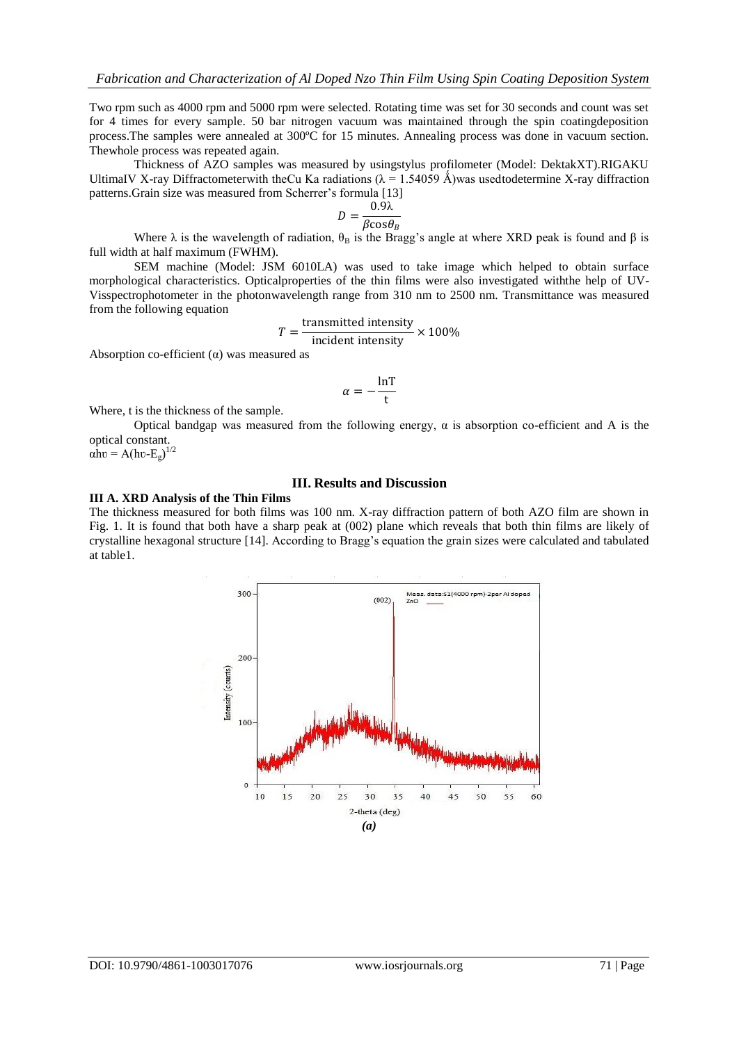Two rpm such as 4000 rpm and 5000 rpm were selected. Rotating time was set for 30 seconds and count was set for 4 times for every sample. 50 bar nitrogen vacuum was maintained through the spin coatingdeposition process.The samples were annealed at 300ºC for 15 minutes. Annealing process was done in vacuum section. Thewhole process was repeated again.

Thickness of AZO samples was measured by usingstylus profilometer (Model: DektakXT).RIGAKU UltimaIV X-ray Diffractometerwith theCu Ka radiations (λ = 1.54059 Å)was usedtodetermine X-ray diffraction patterns.Grain size was measured from Scherrer's formula [13]

$$D = \frac{0.9\lambda}{\beta\cos\theta_B}$$

Where λ is the wavelength of radiation, $\theta_B$ is the Bragg's angle at where XRD peak is found and β is full width at half maximum (FWHM).

SEM machine (Model: JSM 6010LA) was used to take image which helped to obtain surface morphological characteristics. Opticalproperties of the thin films were also investigated withthe help of UV-Visspectrophotometer in the photonwavelength range from 310 nm to 2500 nm. Transmittance was measured from the following equation

$$T = \frac{\text{transmitted intensity}}{\text{incident intensity}} \times 100\%$$

Absorption co-efficient (α) was measured as

$$\alpha = -\frac{\ln T}{t}$$

Where, t is the thickness of the sample.

Optical bandgap was measured from the following energy, α is absorption co-efficient and A is the optical constant.

$\alpha h\upsilon = A(h\upsilon - E_g)^{1/2}$

## III. Results and Discussion

### III A. XRD Analysis of the Thin Films

The thickness measured for both films was 100 nm. X-ray diffraction pattern of both AZO film are shown in Fig. 1. It is found that both have a sharp peak at (002) plane which reveals that both thin films are likely of crystalline hexagonal structure [14]. According to Bragg's equation the grain sizes were calculated and tabulated at table1.

*(a)*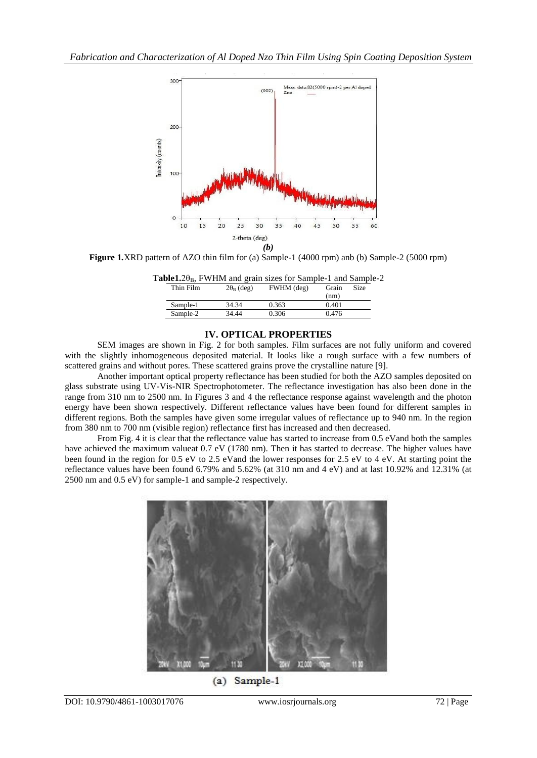**Figure 1.** XRD pattern of AZO thin film for (a) Sample-1 (4000 rpm) anb (b) Sample-2 (5000 rpm)

**Table1.** $2\theta_B$, FWHM and grain sizes for Sample-1 and Sample-2

| Thin Film | $2\theta_B$ (deg) | FWHM (deg) | Grain Size (nm) |
|---|---|---|---|
| Sample-1 | 34.34 | 0.363 | 0.401 |
| Sample-2 | 34.44 | 0.306 | 0.476 |

## IV. OPTICAL PROPERTIES

SEM images are shown in Fig. 2 for both samples. Film surfaces are not fully uniform and covered with the slightly inhomogeneous deposited material. It looks like a rough surface with a few numbers of scattered grains and without pores. These scattered grains prove the crystalline nature [9].

Another important optical property reflectance has been studied for both the AZO samples deposited on glass substrate using UV-Vis-NIR Spectrophotometer. The reflectance investigation has also been done in the range from 310 nm to 2500 nm. In Figures 3 and 4 the reflectance response against wavelength and the photon energy have been shown respectively. Different reflectance values have been found for different samples in different regions. Both the samples have given some irregular values of reflectance up to 940 nm. In the region from 380 nm to 700 nm (visible region) reflectance first has increased and then decreased.

From Fig. 4 it is clear that the reflectance value has started to increase from 0.5 eVand both the samples have achieved the maximum valueat 0.7 eV (1780 nm). Then it has started to decrease. The higher values have been found in the region for 0.5 eV to 2.5 eVand the lower responses for 2.5 eV to 4 eV. At starting point the reflectance values have been found 6.79% and 5.62% (at 310 nm and 4 eV) and at last 10.92% and 12.31% (at 2500 nm and 0.5 eV) for sample-1 and sample-2 respectively.

(a) Sample-1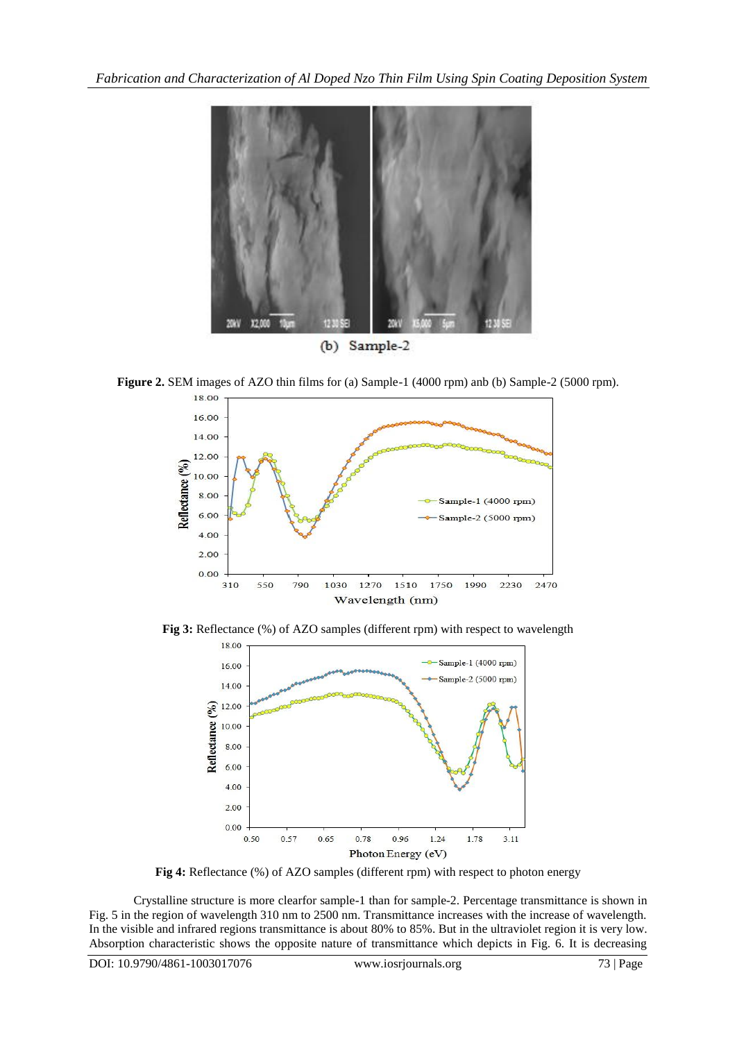(b) Sample-2

**Figure 2.** SEM images of AZO thin films for (a) Sample-1 (4000 rpm) anb (b) Sample-2 (5000 rpm).

**Fig 3:** Reflectance (%) of AZO samples (different rpm) with respect to wavelength

**Fig 4:** Reflectance (%) of AZO samples (different rpm) with respect to photon energy

Crystalline structure is more clearfor sample-1 than for sample-2. Percentage transmittance is shown in Fig. 5 in the region of wavelength 310 nm to 2500 nm. Transmittance increases with the increase of wavelength. In the visible and infrared regions transmittance is about 80% to 85%. But in the ultraviolet region it is very low. Absorption characteristic shows the opposite nature of transmittance which depicts in Fig. 6. It is decreasing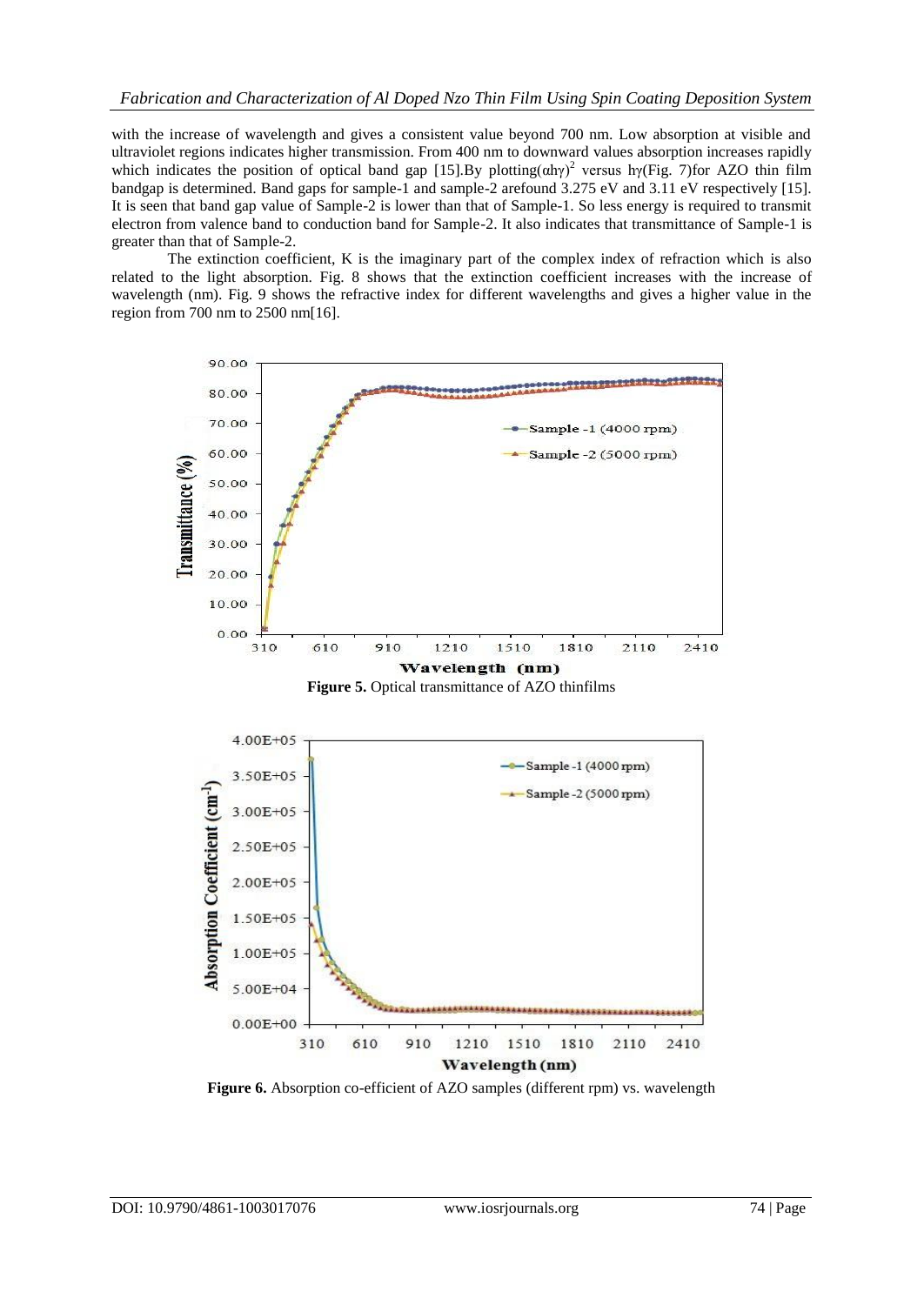with the increase of wavelength and gives a consistent value beyond 700 nm. Low absorption at visible and ultraviolet regions indicates higher transmission. From 400 nm to downward values absorption increases rapidly which indicates the position of optical band gap [15].By plotting$(\alpha h\gamma)^2$ versus h$\gamma$(Fig. 7)for AZO thin film bandgap is determined. Band gaps for sample-1 and sample-2 arefound 3.275 eV and 3.11 eV respectively [15]. It is seen that band gap value of Sample-2 is lower than that of Sample-1. So less energy is required to transmit electron from valence band to conduction band for Sample-2. It also indicates that transmittance of Sample-1 is greater than that of Sample-2.

The extinction coefficient, K is the imaginary part of the complex index of refraction which is also related to the light absorption. Fig. 8 shows that the extinction coefficient increases with the increase of wavelength (nm). Fig. 9 shows the refractive index for different wavelengths and gives a higher value in the region from 700 nm to 2500 nm[16].

**Figure 5.** Optical transmittance of AZO thinfilms

**Figure 6.** Absorption co-efficient of AZO samples (different rpm) vs. wavelength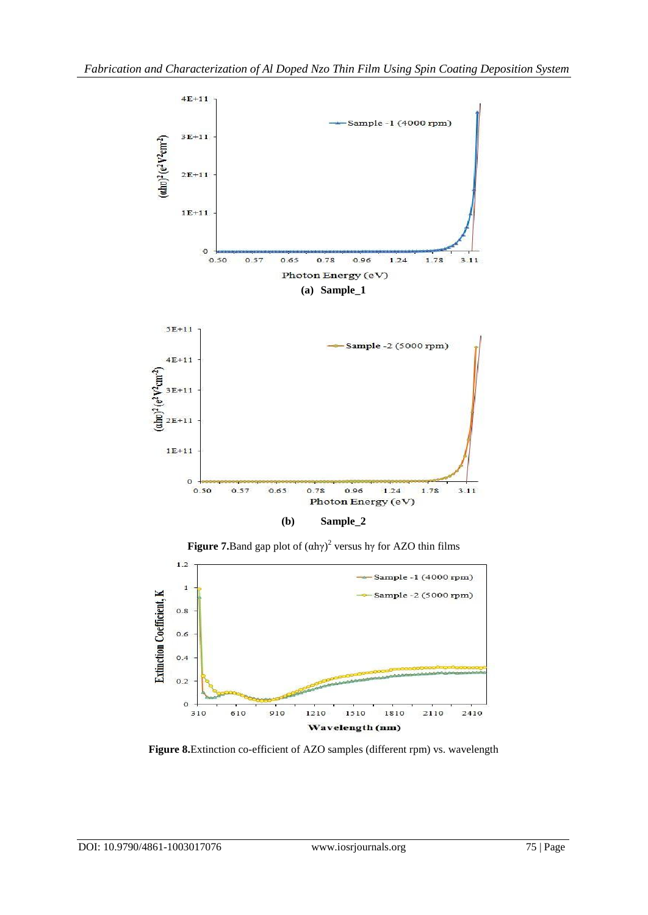(a) Sample_1

(b) Sample_2

**Figure 7.** Band gap plot of $(\alpha h\gamma)^2$ versus h$\gamma$ for AZO thin films

**Figure 8.** Extinction co-efficient of AZO samples (different rpm) vs. wavelength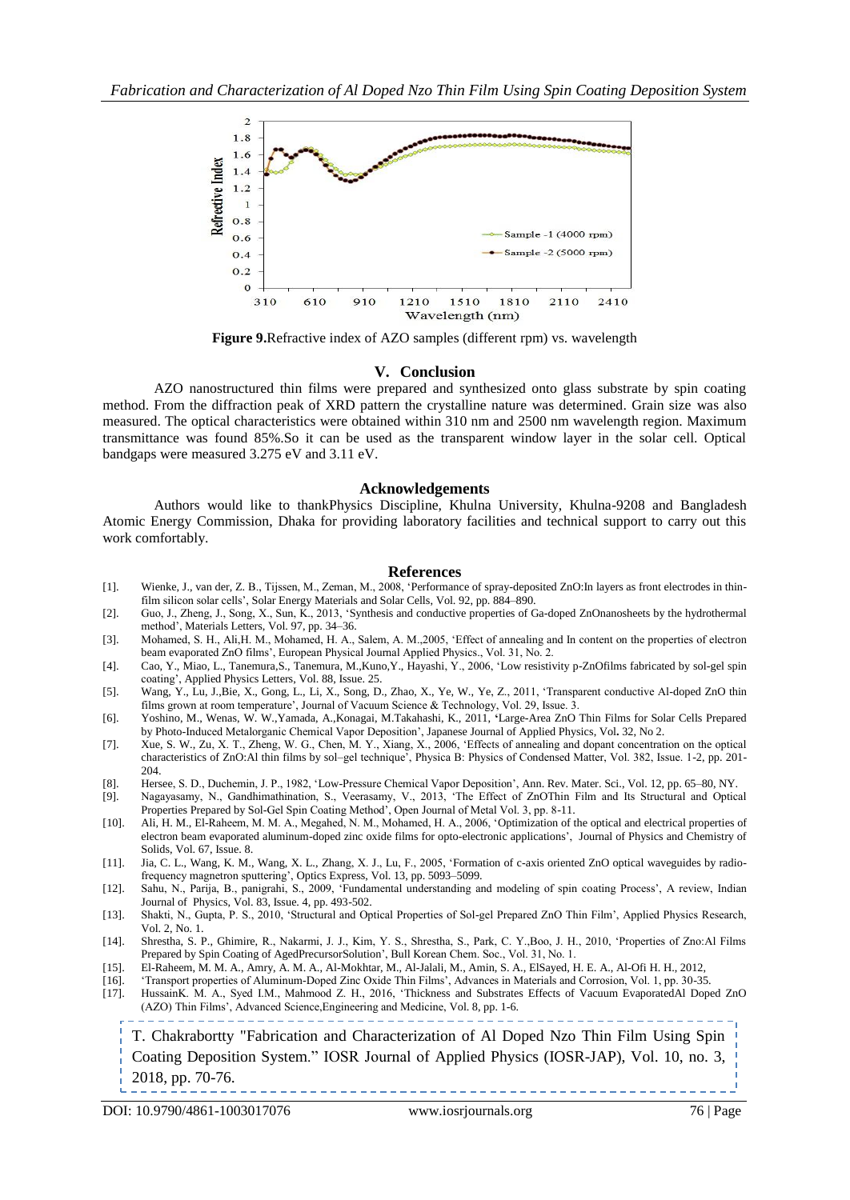Refractive Index

2
1.8
1.6
1.4
1.2
1
0.8
0.6
0.4
0.2
0

310 610 910 1210 1510 1810 2110 2410

Wavelength (nm)

Sample -1 (4000 rpm)
Sample -2 (5000 rpm)

**Figure 9.**Refractive index of AZO samples (different rpm) vs. wavelength

## V. Conclusion

AZO nanostructured thin films were prepared and synthesized onto glass substrate by spin coating method. From the diffraction peak of XRD pattern the crystalline nature was determined. Grain size was also measured. The optical characteristics were obtained within 310 nm and 2500 nm wavelength region. Maximum transmittance was found 85%.So it can be used as the transparent window layer in the solar cell. Optical bandgaps were measured 3.275 eV and 3.11 eV.

## Acknowledgements

Authors would like to thankPhysics Discipline, Khulna University, Khulna-9208 and Bangladesh Atomic Energy Commission, Dhaka for providing laboratory facilities and technical support to carry out this work comfortably.

## References

[1]. Wienke, J., van der, Z. B., Tijssen, M., Zeman, M., 2008, 'Performance of spray-deposited ZnO:In layers as front electrodes in thin-film silicon solar cells', Solar Energy Materials and Solar Cells, Vol. 92, pp. 884–890.

[2]. Guo, J., Zheng, J., Song, X., Sun, K., 2013, 'Synthesis and conductive properties of Ga-doped ZnOnanosheets by the hydrothermal method', Materials Letters, Vol. 97, pp. 34–36.

[3]. Mohamed, S. H., Ali,H. M., Mohamed, H. A., Salem, A. M.,2005, 'Effect of annealing and In content on the properties of electron beam evaporated ZnO films', European Physical Journal Applied Physics., Vol. 31, No. 2.

[4]. Cao, Y., Miao, L., Tanemura,S., Tanemura, M.,Kuno,Y., Hayashi, Y., 2006, 'Low resistivity p-ZnOfilms fabricated by sol-gel spin coating', Applied Physics Letters, Vol. 88, Issue. 25.

[5]. Wang, Y., Lu, J.,Bie, X., Gong, L., Li, X., Song, D., Zhao, X., Ye, W., Ye, Z., 2011, 'Transparent conductive Al-doped ZnO thin films grown at room temperature', Journal of Vacuum Science & Technology, Vol. 29, Issue. 3.

[6]. Yoshino, M., Wenas, W. W.,Yamada, A.,Konagai, M.Takahashi, K., 2011, **'**Large-Area ZnO Thin Films for Solar Cells Prepared by Photo-Induced Metalorganic Chemical Vapor Deposition', Japanese Journal of Applied Physics, Vol**.** 32, No 2.

[7]. Xue, S. W., Zu, X. T., Zheng, W. G., Chen, M. Y., Xiang, X., 2006, 'Effects of annealing and dopant concentration on the optical characteristics of ZnO:Al thin films by sol–gel technique', Physica B: Physics of Condensed Matter, Vol. 382, Issue. 1-2, pp. 201-204.

[8]. Hersee, S. D., Duchemin, J. P., 1982, 'Low-Pressure Chemical Vapor Deposition', Ann. Rev. Mater. Sci., Vol. 12, pp. 65–80, NY.

[9]. Nagayasamy, N., Gandhimathination, S., Veerasamy, V., 2013, 'The Effect of ZnOThin Film and Its Structural and Optical Properties Prepared by Sol-Gel Spin Coating Method', Open Journal of Metal Vol. 3, pp. 8-11.

[10]. Ali, H. M., El-Raheem, M. M. A., Megahed, N. M., Mohamed, H. A., 2006, 'Optimization of the optical and electrical properties of electron beam evaporated aluminum-doped zinc oxide films for opto-electronic applications', Journal of Physics and Chemistry of Solids, Vol. 67, Issue. 8.

[11]. Jia, C. L., Wang, K. M., Wang, X. L., Zhang, X. J., Lu, F., 2005, 'Formation of c-axis oriented ZnO optical waveguides by radio-frequency magnetron sputtering', Optics Express, Vol. 13, pp. 5093–5099.

[12]. Sahu, N., Parija, B., panigrahi, S., 2009, 'Fundamental understanding and modeling of spin coating Process', A review, Indian Journal of Physics, Vol. 83, Issue. 4, pp. 493-502.

[13]. Shakti, N., Gupta, P. S., 2010, 'Structural and Optical Properties of Sol-gel Prepared ZnO Thin Film', Applied Physics Research, Vol. 2, No. 1.

[14]. Shrestha, S. P., Ghimire, R., Nakarmi, J. J., Kim, Y. S., Shrestha, S., Park, C. Y.,Boo, J. H., 2010, 'Properties of Zno:Al Films Prepared by Spin Coating of AgedPrecursorSolution', Bull Korean Chem. Soc., Vol. 31, No. 1.

[15]. El-Raheem, M. M. A., Amry, A. M. A., Al-Mokhtar, M., Al-Jalali, M., Amin, S. A., ElSayed, H. E. A., Al-Ofi H. H., 2012,

[16]. 'Transport properties of Aluminum-Doped Zinc Oxide Thin Films', Advances in Materials and Corrosion, Vol. 1, pp. 30-35.

[17]. HussainK. M. A., Syed I.M., Mahmood Z. H., 2016, 'Thickness and Substrates Effects of Vacuum EvaporatedAl Doped ZnO (AZO) Thin Films', Advanced Science,Engineering and Medicine, Vol. 8, pp. 1-6.

T. Chakrabortty "Fabrication and Characterization of Al Doped Nzo Thin Film Using Spin Coating Deposition System." IOSR Journal of Applied Physics (IOSR-JAP), Vol. 10, no. 3, 2018, pp. 70-76.